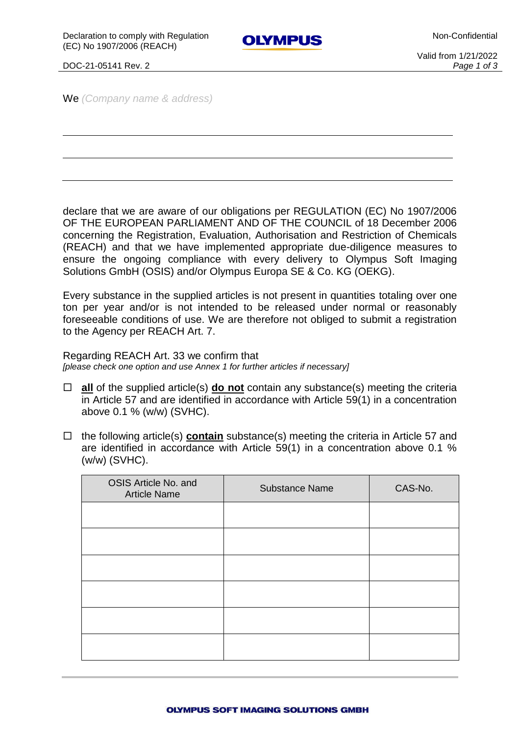We *(Company name & address)*

\_\_\_\_\_\_\_\_\_\_\_\_\_\_\_\_\_\_\_\_\_\_\_\_\_\_\_\_\_\_\_\_\_\_\_\_\_\_\_\_\_\_\_\_\_\_\_\_\_\_\_\_

\_\_\_\_\_\_\_\_\_\_\_\_\_\_\_\_\_\_\_\_\_\_\_\_\_\_\_\_\_\_\_\_\_\_\_\_\_\_\_\_\_\_\_\_\_\_\_\_\_\_\_\_

\_\_\_\_\_\_\_\_\_\_\_\_\_\_\_\_\_\_\_\_\_\_\_\_\_\_\_\_\_\_\_\_\_\_\_\_\_\_\_\_\_\_\_\_\_\_\_\_\_\_\_\_

declare that we are aware of our obligations per REGULATION (EC) No 1907/2006 OF THE EUROPEAN PARLIAMENT AND OF THE COUNCIL of 18 December 2006 concerning the Registration, Evaluation, Authorisation and Restriction of Chemicals (REACH) and that we have implemented appropriate due-diligence measures to ensure the ongoing compliance with every delivery to Olympus Soft Imaging Solutions GmbH (OSIS) and/or Olympus Europa SE & Co. KG (OEKG).

Every substance in the supplied articles is not present in quantities totaling over one ton per year and/or is not intended to be released under normal or reasonably foreseeable conditions of use. We are therefore not obliged to submit a registration to the Agency per REACH Art. 7.

Regarding REACH Art. 33 we confirm that
*[please check one option and use Annex 1 for further articles if necessary]*

- ☐ **all** of the supplied article(s) **do not** contain any substance(s) meeting the criteria in Article 57 and are identified in accordance with Article 59(1) in a concentration above 0.1 % (w/w) (SVHC).

- ☐ the following article(s) **contain** substance(s) meeting the criteria in Article 57 and are identified in accordance with Article 59(1) in a concentration above 0.1 % (w/w) (SVHC).

| OSIS Article No. and Article Name | Substance Name | CAS-No. |
|---|---|---|
| | | |
| | | |
| | | |
| | | |
| | | |
| | | |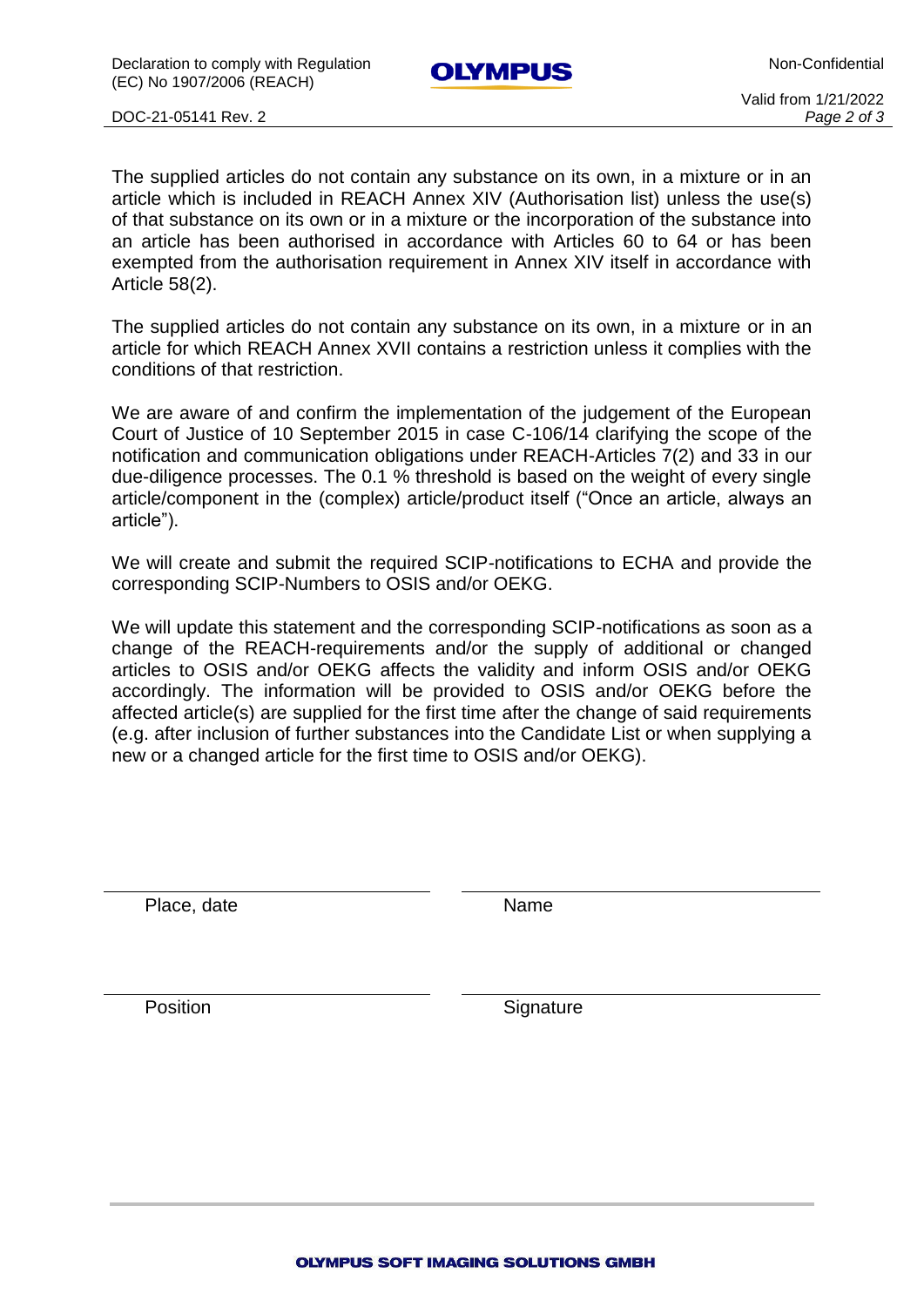The supplied articles do not contain any substance on its own, in a mixture or in an article which is included in REACH Annex XIV (Authorisation list) unless the use(s) of that substance on its own or in a mixture or the incorporation of the substance into an article has been authorised in accordance with Articles 60 to 64 or has been exempted from the authorisation requirement in Annex XIV itself in accordance with Article 58(2).

The supplied articles do not contain any substance on its own, in a mixture or in an article for which REACH Annex XVII contains a restriction unless it complies with the conditions of that restriction.

We are aware of and confirm the implementation of the judgement of the European Court of Justice of 10 September 2015 in case C-106/14 clarifying the scope of the notification and communication obligations under REACH-Articles 7(2) and 33 in our due-diligence processes. The 0.1 % threshold is based on the weight of every single article/component in the (complex) article/product itself ("Once an article, always an article").

We will create and submit the required SCIP-notifications to ECHA and provide the corresponding SCIP-Numbers to OSIS and/or OEKG.

We will update this statement and the corresponding SCIP-notifications as soon as a change of the REACH-requirements and/or the supply of additional or changed articles to OSIS and/or OEKG affects the validity and inform OSIS and/or OEKG accordingly. The information will be provided to OSIS and/or OEKG before the affected article(s) are supplied for the first time after the change of said requirements (e.g. after inclusion of further substances into the Candidate List or when supplying a new or a changed article for the first time to OSIS and/or OEKG).

| | |
|---|---|
| Place, date | Name |
| Position | Signature |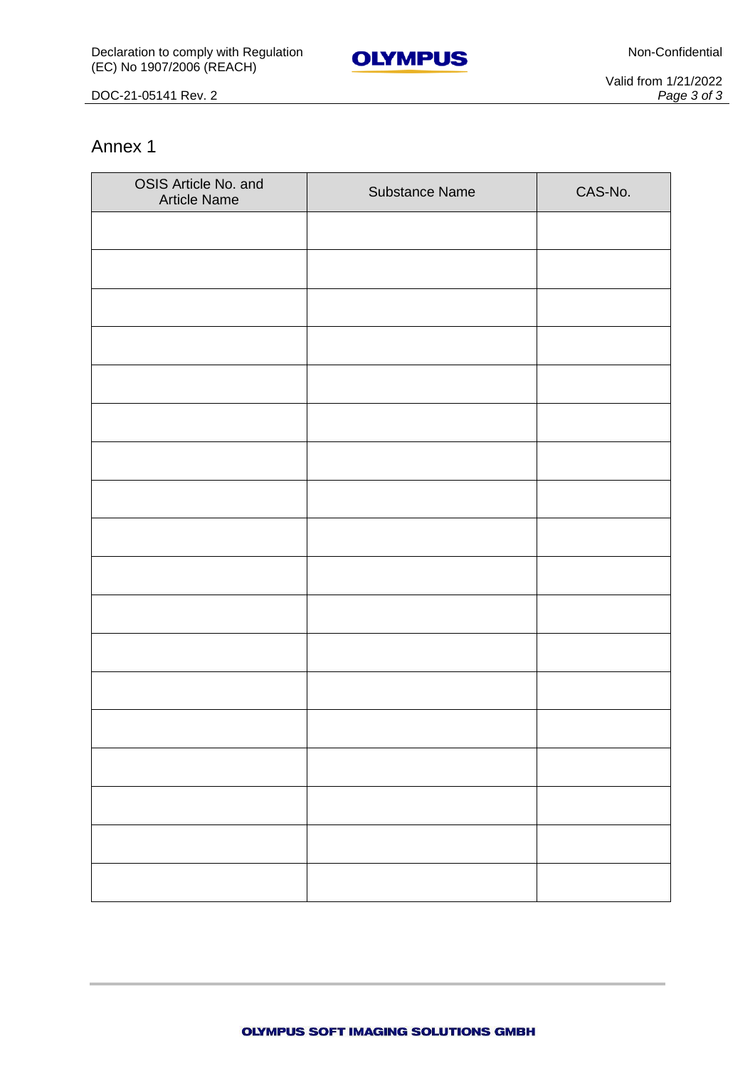# Annex 1

| OSIS Article No. and Article Name | Substance Name | CAS-No. |
|---|---|---|
| | | |
| | | |
| | | |
| | | |
| | | |
| | | |
| | | |
| | | |
| | | |
| | | |
| | | |
| | | |
| | | |
| | | |
| | | |
| | | |
| | | |
| | | |